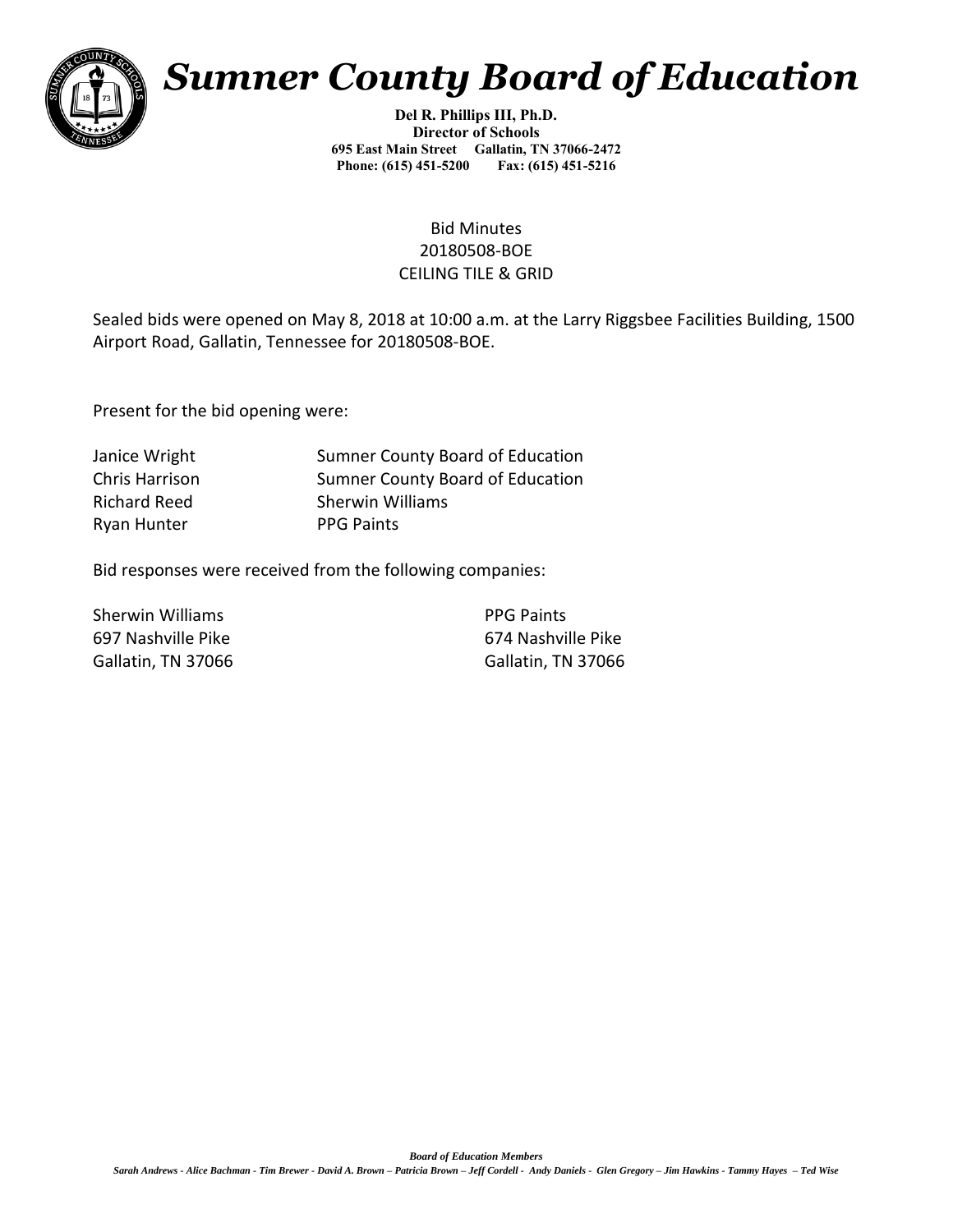# *Sumner County Board of Education*

**Del R. Phillips III, Ph.D.**
**Director of Schools**
**695 East Main Street Gallatin, TN 37066-2472**
**Phone: (615) 451-5200 Fax: (615) 451-5216**

Bid Minutes
20180508-BOE
CEILING TILE & GRID

Sealed bids were opened on May 8, 2018 at 10:00 a.m. at the Larry Riggsbee Facilities Building, 1500 Airport Road, Gallatin, Tennessee for 20180508-BOE.

Present for the bid opening were:

| | |
|---|---|
| Janice Wright | Sumner County Board of Education |
| Chris Harrison | Sumner County Board of Education |
| Richard Reed | Sherwin Williams |
| Ryan Hunter | PPG Paints |

Bid responses were received from the following companies:

Sherwin Williams
697 Nashville Pike
Gallatin, TN 37066

PPG Paints
674 Nashville Pike
Gallatin, TN 37066

***Board of Education Members***
*Sarah Andrews - Alice Bachman - Tim Brewer - David A. Brown – Patricia Brown – Jeff Cordell - Andy Daniels - Glen Gregory – Jim Hawkins - Tammy Hayes – Ted Wise*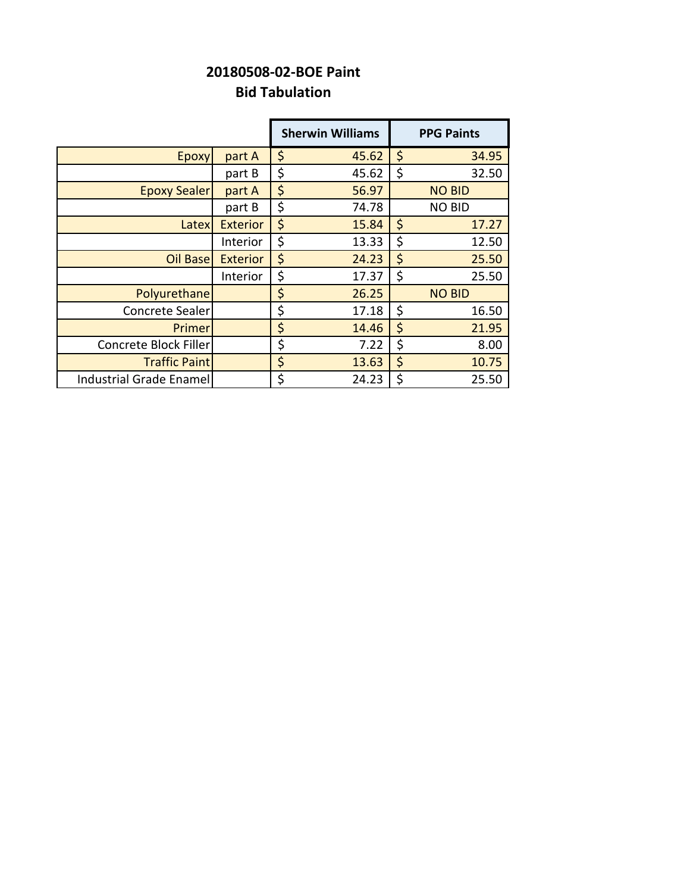**20180508-02-BOE Paint**
**Bid Tabulation**

| | | Sherwin Williams | PPG Paints |
|---|---|---|---|
| Epoxy | part A | $ 45.62 | $ 34.95 |
| | part B | $ 45.62 | $ 32.50 |
| Epoxy Sealer | part A | $ 56.97 | NO BID |
| | part B | $ 74.78 | NO BID |
| Latex | Exterior | $ 15.84 | $ 17.27 |
| | Interior | $ 13.33 | $ 12.50 |
| Oil Base | Exterior | $ 24.23 | $ 25.50 |
| | Interior | $ 17.37 | $ 25.50 |
| Polyurethane | | $ 26.25 | NO BID |
| Concrete Sealer | | $ 17.18 | $ 16.50 |
| Primer | | $ 14.46 | $ 21.95 |
| Concrete Block Filler | | $ 7.22 | $ 8.00 |
| Traffic Paint | | $ 13.63 | $ 10.75 |
| Industrial Grade Enamel | | $ 24.23 | $ 25.50 |